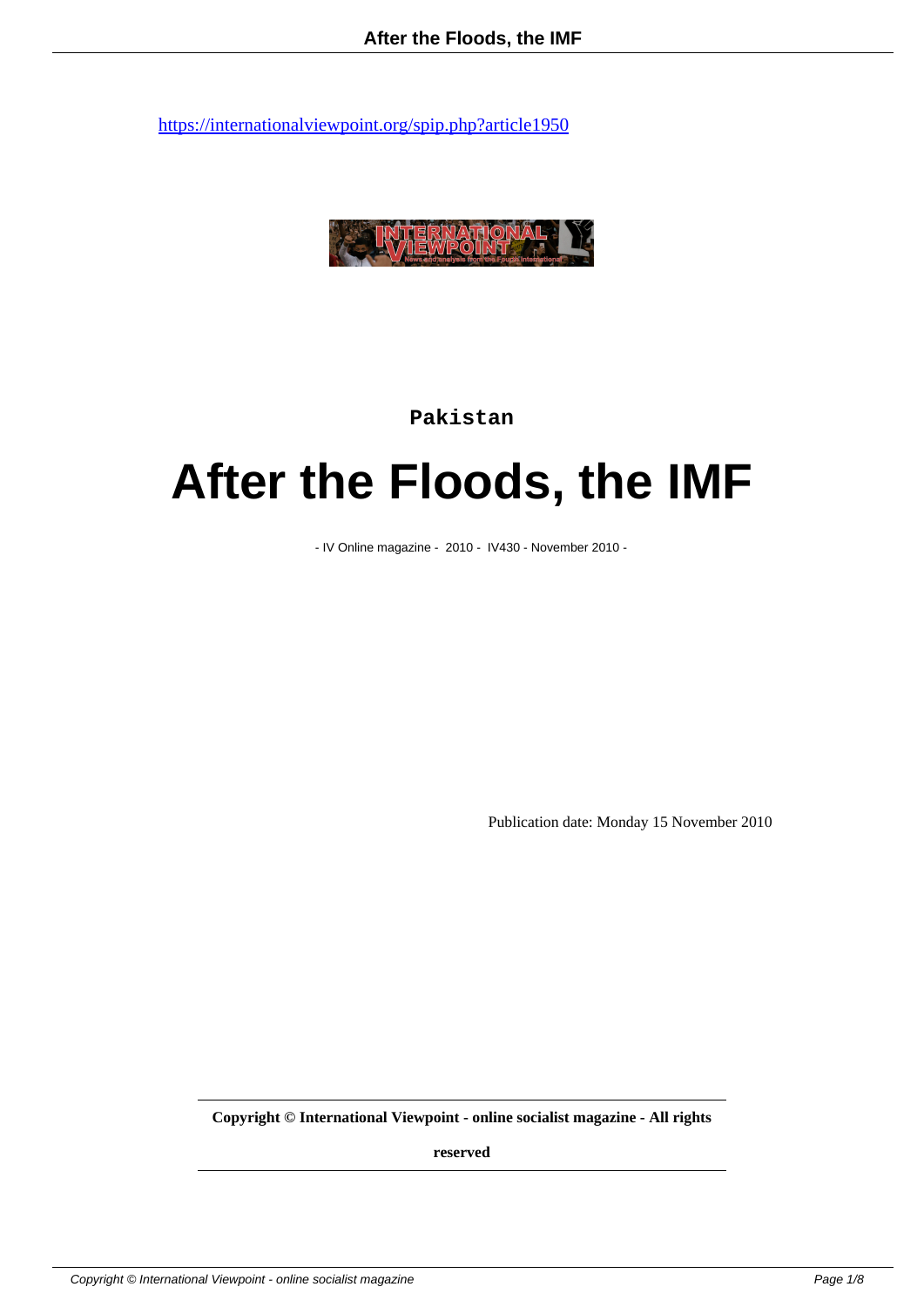https://internationalviewpoint.org/spip.php?article1950

Pakistan

# After the Floods, the IMF

- IV Online magazine - 2010 - IV430 - November 2010 -

Publication date: Monday 15 November 2010

**Copyright © International Viewpoint - online socialist magazine - All rights reserved**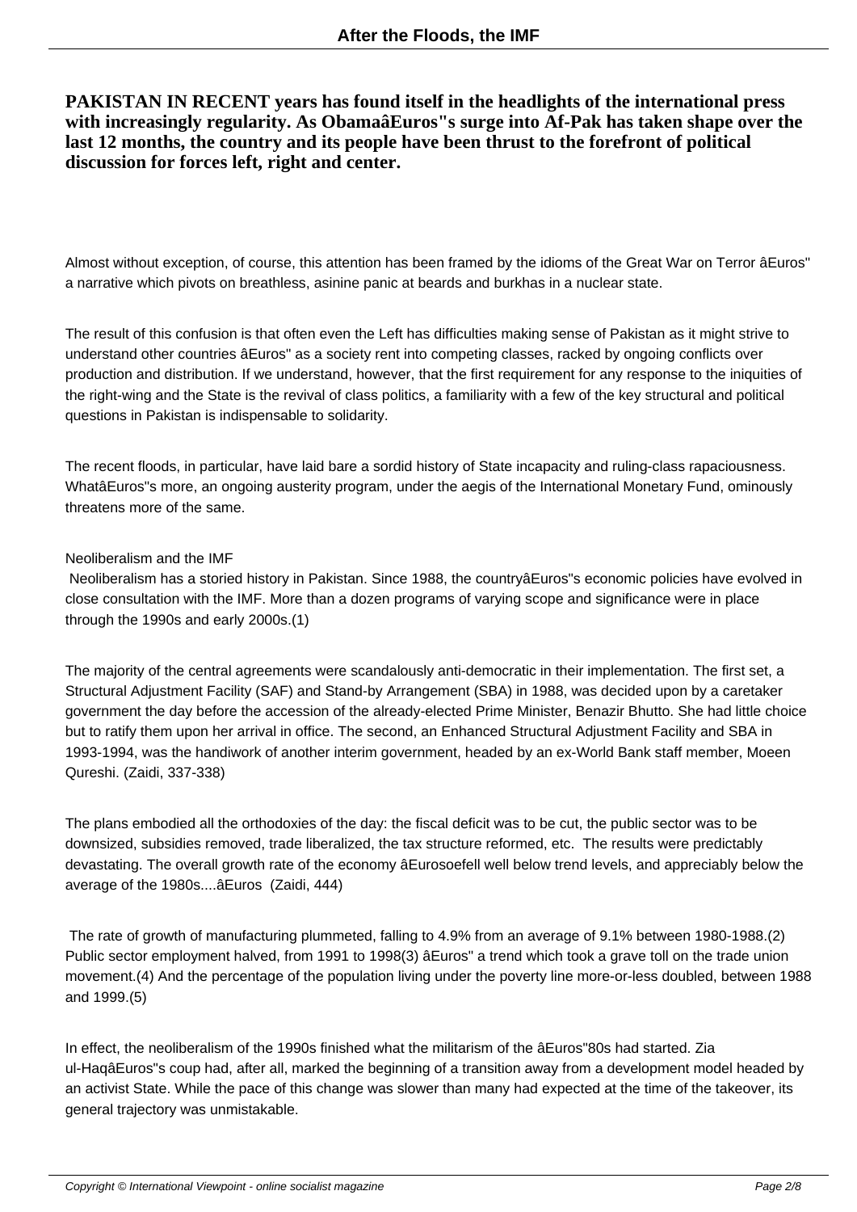**PAKISTAN IN RECENT years has found itself in the headlights of the international press with increasingly regularity. As ObamaâEuros"s surge into Af-Pak has taken shape over the last 12 months, the country and its people have been thrust to the forefront of political discussion for forces left, right and center.**

Almost without exception, of course, this attention has been framed by the idioms of the Great War on Terror âEuros" a narrative which pivots on breathless, asinine panic at beards and burkhas in a nuclear state.

The result of this confusion is that often even the Left has difficulties making sense of Pakistan as it might strive to understand other countries âEuros" as a society rent into competing classes, racked by ongoing conflicts over production and distribution. If we understand, however, that the first requirement for any response to the iniquities of the right-wing and the State is the revival of class politics, a familiarity with a few of the key structural and political questions in Pakistan is indispensable to solidarity.

The recent floods, in particular, have laid bare a sordid history of State incapacity and ruling-class rapaciousness. WhatâEuros"s more, an ongoing austerity program, under the aegis of the International Monetary Fund, ominously threatens more of the same.

Neoliberalism and the IMF

Neoliberalism has a storied history in Pakistan. Since 1988, the countryâEuros"s economic policies have evolved in close consultation with the IMF. More than a dozen programs of varying scope and significance were in place through the 1990s and early 2000s.(1)

The majority of the central agreements were scandalously anti-democratic in their implementation. The first set, a Structural Adjustment Facility (SAF) and Stand-by Arrangement (SBA) in 1988, was decided upon by a caretaker government the day before the accession of the already-elected Prime Minister, Benazir Bhutto. She had little choice but to ratify them upon her arrival in office. The second, an Enhanced Structural Adjustment Facility and SBA in 1993-1994, was the handiwork of another interim government, headed by an ex-World Bank staff member, Moeen Qureshi. (Zaidi, 337-338)

The plans embodied all the orthodoxies of the day: the fiscal deficit was to be cut, the public sector was to be downsized, subsidies removed, trade liberalized, the tax structure reformed, etc. The results were predictably devastating. The overall growth rate of the economy âEurosoefell well below trend levels, and appreciably below the average of the 1980s....âEuros (Zaidi, 444)

The rate of growth of manufacturing plummeted, falling to 4.9% from an average of 9.1% between 1980-1988.(2) Public sector employment halved, from 1991 to 1998(3) âEuros" a trend which took a grave toll on the trade union movement.(4) And the percentage of the population living under the poverty line more-or-less doubled, between 1988 and 1999.(5)

In effect, the neoliberalism of the 1990s finished what the militarism of the âEuros"80s had started. Zia ul-HaqâEuros"s coup had, after all, marked the beginning of a transition away from a development model headed by an activist State. While the pace of this change was slower than many had expected at the time of the takeover, its general trajectory was unmistakable.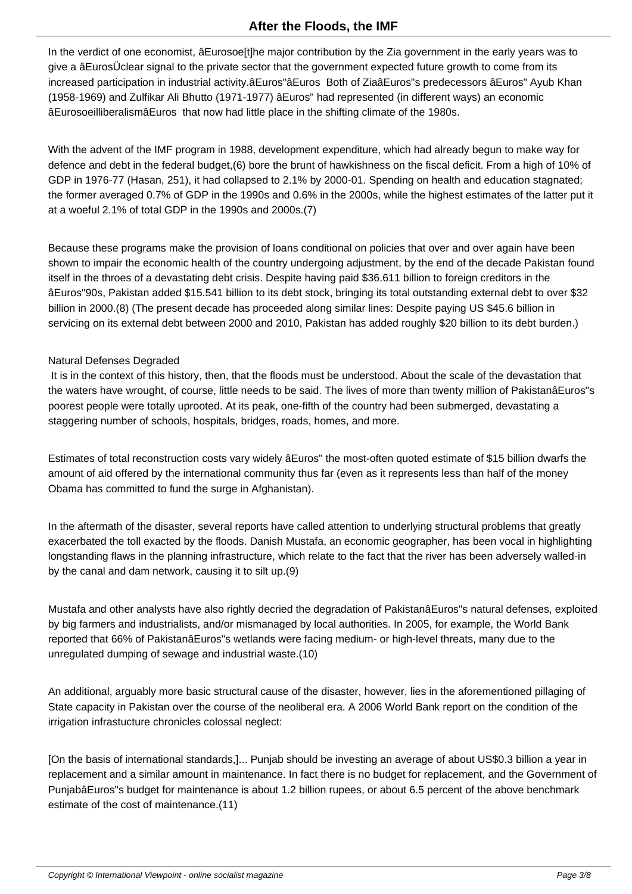In the verdict of one economist, âEurosoe[t]he major contribution by the Zia government in the early years was to give a âEurosÜclear signal to the private sector that the government expected future growth to come from its increased participation in industrial activity.âEuros"âEuros  Both of ZiaâEuros"s predecessors âEuros" Ayub Khan (1958-1969) and Zulfikar Ali Bhutto (1971-1977) âEuros" had represented (in different ways) an economic âEurosoeilliberalismâEuros  that now had little place in the shifting climate of the 1980s.

With the advent of the IMF program in 1988, development expenditure, which had already begun to make way for defence and debt in the federal budget,(6) bore the brunt of hawkishness on the fiscal deficit. From a high of 10% of GDP in 1976-77 (Hasan, 251), it had collapsed to 2.1% by 2000-01. Spending on health and education stagnated; the former averaged 0.7% of GDP in the 1990s and 0.6% in the 2000s, while the highest estimates of the latter put it at a woeful 2.1% of total GDP in the 1990s and 2000s.(7)

Because these programs make the provision of loans conditional on policies that over and over again have been shown to impair the economic health of the country undergoing adjustment, by the end of the decade Pakistan found itself in the throes of a devastating debt crisis. Despite having paid $36.611 billion to foreign creditors in the âEuros"90s, Pakistan added $15.541 billion to its debt stock, bringing its total outstanding external debt to over $32 billion in 2000.(8) (The present decade has proceeded along similar lines: Despite paying US $45.6 billion in servicing on its external debt between 2000 and 2010, Pakistan has added roughly $20 billion to its debt burden.)

## Natural Defenses Degraded

It is in the context of this history, then, that the floods must be understood. About the scale of the devastation that the waters have wrought, of course, little needs to be said. The lives of more than twenty million of PakistanâEuros"s poorest people were totally uprooted. At its peak, one-fifth of the country had been submerged, devastating a staggering number of schools, hospitals, bridges, roads, homes, and more.

Estimates of total reconstruction costs vary widely âEuros" the most-often quoted estimate of $15 billion dwarfs the amount of aid offered by the international community thus far (even as it represents less than half of the money Obama has committed to fund the surge in Afghanistan).

In the aftermath of the disaster, several reports have called attention to underlying structural problems that greatly exacerbated the toll exacted by the floods. Danish Mustafa, an economic geographer, has been vocal in highlighting longstanding flaws in the planning infrastructure, which relate to the fact that the river has been adversely walled-in by the canal and dam network, causing it to silt up.(9)

Mustafa and other analysts have also rightly decried the degradation of PakistanâEuros"s natural defenses, exploited by big farmers and industrialists, and/or mismanaged by local authorities. In 2005, for example, the World Bank reported that 66% of PakistanâEuros"s wetlands were facing medium- or high-level threats, many due to the unregulated dumping of sewage and industrial waste.(10)

An additional, arguably more basic structural cause of the disaster, however, lies in the aforementioned pillaging of State capacity in Pakistan over the course of the neoliberal era. A 2006 World Bank report on the condition of the irrigation infrastucture chronicles colossal neglect:

[On the basis of international standards,]... Punjab should be investing an average of about US$0.3 billion a year in replacement and a similar amount in maintenance. In fact there is no budget for replacement, and the Government of PunjabâEuros"s budget for maintenance is about 1.2 billion rupees, or about 6.5 percent of the above benchmark estimate of the cost of maintenance.(11)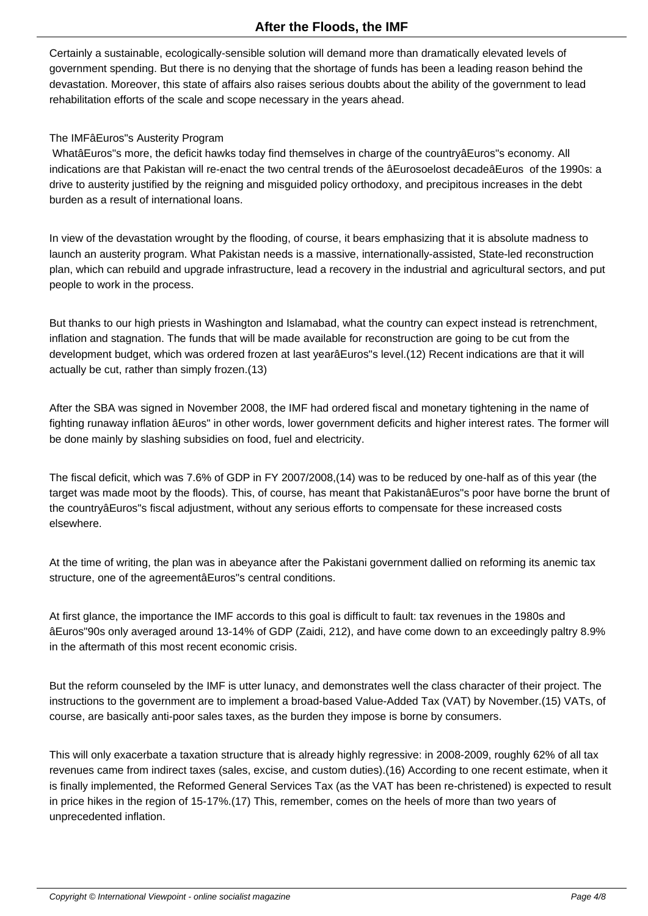Certainly a sustainable, ecologically-sensible solution will demand more than dramatically elevated levels of government spending. But there is no denying that the shortage of funds has been a leading reason behind the devastation. Moreover, this state of affairs also raises serious doubts about the ability of the government to lead rehabilitation efforts of the scale and scope necessary in the years ahead.

### The IMFâEuros"s Austerity Program

WhatâEuros"s more, the deficit hawks today find themselves in charge of the countryâEuros"s economy. All indications are that Pakistan will re-enact the two central trends of the âEurosoelost decadeâEuros of the 1990s: a drive to austerity justified by the reigning and misguided policy orthodoxy, and precipitous increases in the debt burden as a result of international loans.

In view of the devastation wrought by the flooding, of course, it bears emphasizing that it is absolute madness to launch an austerity program. What Pakistan needs is a massive, internationally-assisted, State-led reconstruction plan, which can rebuild and upgrade infrastructure, lead a recovery in the industrial and agricultural sectors, and put people to work in the process.

But thanks to our high priests in Washington and Islamabad, what the country can expect instead is retrenchment, inflation and stagnation. The funds that will be made available for reconstruction are going to be cut from the development budget, which was ordered frozen at last yearâEuros"s level.(12) Recent indications are that it will actually be cut, rather than simply frozen.(13)

After the SBA was signed in November 2008, the IMF had ordered fiscal and monetary tightening in the name of fighting runaway inflation âEuros" in other words, lower government deficits and higher interest rates. The former will be done mainly by slashing subsidies on food, fuel and electricity.

The fiscal deficit, which was 7.6% of GDP in FY 2007/2008,(14) was to be reduced by one-half as of this year (the target was made moot by the floods). This, of course, has meant that PakistanâEuros"s poor have borne the brunt of the countryâEuros"s fiscal adjustment, without any serious efforts to compensate for these increased costs elsewhere.

At the time of writing, the plan was in abeyance after the Pakistani government dallied on reforming its anemic tax structure, one of the agreementâEuros"s central conditions.

At first glance, the importance the IMF accords to this goal is difficult to fault: tax revenues in the 1980s and âEuros"90s only averaged around 13-14% of GDP (Zaidi, 212), and have come down to an exceedingly paltry 8.9% in the aftermath of this most recent economic crisis.

But the reform counseled by the IMF is utter lunacy, and demonstrates well the class character of their project. The instructions to the government are to implement a broad-based Value-Added Tax (VAT) by November.(15) VATs, of course, are basically anti-poor sales taxes, as the burden they impose is borne by consumers.

This will only exacerbate a taxation structure that is already highly regressive: in 2008-2009, roughly 62% of all tax revenues came from indirect taxes (sales, excise, and custom duties).(16) According to one recent estimate, when it is finally implemented, the Reformed General Services Tax (as the VAT has been re-christened) is expected to result in price hikes in the region of 15-17%.(17) This, remember, comes on the heels of more than two years of unprecedented inflation.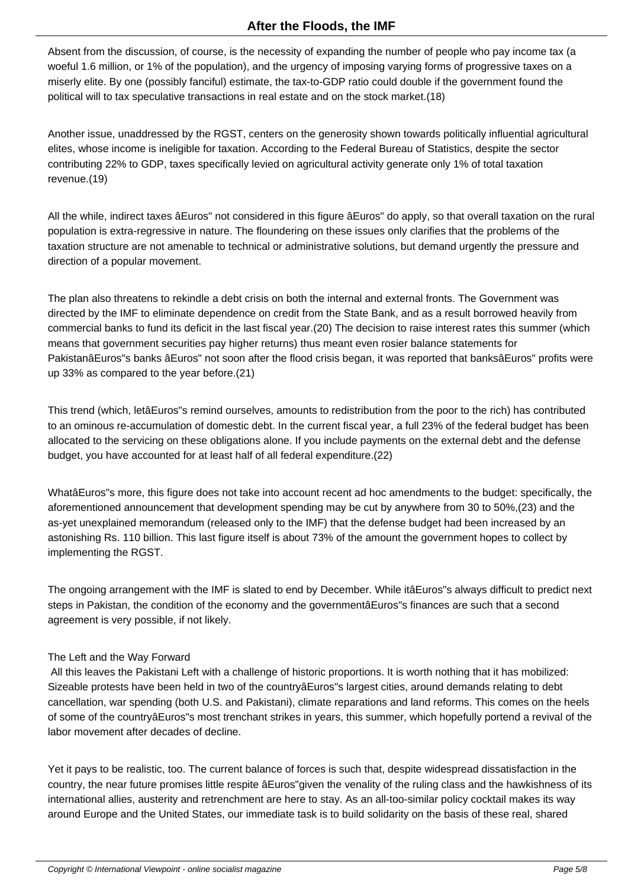Absent from the discussion, of course, is the necessity of expanding the number of people who pay income tax (a woeful 1.6 million, or 1% of the population), and the urgency of imposing varying forms of progressive taxes on a miserly elite. By one (possibly fanciful) estimate, the tax-to-GDP ratio could double if the government found the political will to tax speculative transactions in real estate and on the stock market.(18)

Another issue, unaddressed by the RGST, centers on the generosity shown towards politically influential agricultural elites, whose income is ineligible for taxation. According to the Federal Bureau of Statistics, despite the sector contributing 22% to GDP, taxes specifically levied on agricultural activity generate only 1% of total taxation revenue.(19)

All the while, indirect taxes âEuros" not considered in this figure âEuros" do apply, so that overall taxation on the rural population is extra-regressive in nature. The floundering on these issues only clarifies that the problems of the taxation structure are not amenable to technical or administrative solutions, but demand urgently the pressure and direction of a popular movement.

The plan also threatens to rekindle a debt crisis on both the internal and external fronts. The Government was directed by the IMF to eliminate dependence on credit from the State Bank, and as a result borrowed heavily from commercial banks to fund its deficit in the last fiscal year.(20) The decision to raise interest rates this summer (which means that government securities pay higher returns) thus meant even rosier balance statements for PakistanâEuros"s banks âEuros" not soon after the flood crisis began, it was reported that banksâEuros" profits were up 33% as compared to the year before.(21)

This trend (which, letâEuros"s remind ourselves, amounts to redistribution from the poor to the rich) has contributed to an ominous re-accumulation of domestic debt. In the current fiscal year, a full 23% of the federal budget has been allocated to the servicing on these obligations alone. If you include payments on the external debt and the defense budget, you have accounted for at least half of all federal expenditure.(22)

WhatâEuros"s more, this figure does not take into account recent ad hoc amendments to the budget: specifically, the aforementioned announcement that development spending may be cut by anywhere from 30 to 50%,(23) and the as-yet unexplained memorandum (released only to the IMF) that the defense budget had been increased by an astonishing Rs. 110 billion. This last figure itself is about 73% of the amount the government hopes to collect by implementing the RGST.

The ongoing arrangement with the IMF is slated to end by December. While itâEuros"s always difficult to predict next steps in Pakistan, the condition of the economy and the governmentâEuros"s finances are such that a second agreement is very possible, if not likely.

## The Left and the Way Forward

All this leaves the Pakistani Left with a challenge of historic proportions. It is worth nothing that it has mobilized: Sizeable protests have been held in two of the countryâEuros"s largest cities, around demands relating to debt cancellation, war spending (both U.S. and Pakistani), climate reparations and land reforms. This comes on the heels of some of the countryâEuros"s most trenchant strikes in years, this summer, which hopefully portend a revival of the labor movement after decades of decline.

Yet it pays to be realistic, too. The current balance of forces is such that, despite widespread dissatisfaction in the country, the near future promises little respite âEuros"given the venality of the ruling class and the hawkishness of its international allies, austerity and retrenchment are here to stay. As an all-too-similar policy cocktail makes its way around Europe and the United States, our immediate task is to build solidarity on the basis of these real, shared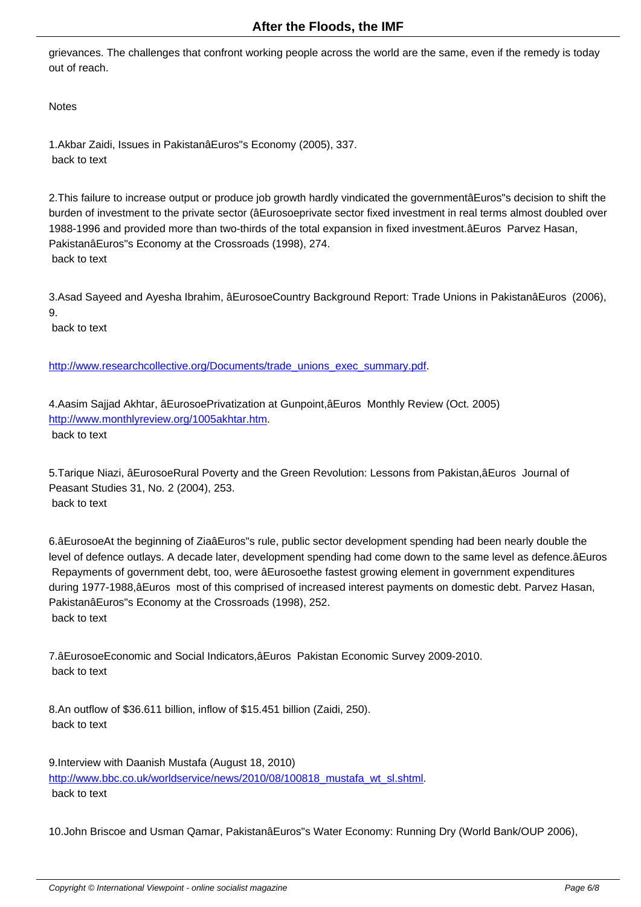grievances. The challenges that confront working people across the world are the same, even if the remedy is today out of reach.

Notes

1.Akbar Zaidi, Issues in PakistanâEuros"s Economy (2005), 337.
 back to text

2.This failure to increase output or produce job growth hardly vindicated the governmentâEuros"s decision to shift the burden of investment to the private sector (âEurosoeprivate sector fixed investment in real terms almost doubled over 1988-1996 and provided more than two-thirds of the total expansion in fixed investment.âEuros  Parvez Hasan, PakistanâEuros"s Economy at the Crossroads (1998), 274.
 back to text

3.Asad Sayeed and Ayesha Ibrahim, âEurosoeCountry Background Report: Trade Unions in PakistanâEuros  (2006), 9.
 back to text

http://www.researchcollective.org/Documents/trade_unions_exec_summary.pdf.

4.Aasim Sajjad Akhtar, âEurosoePrivatization at Gunpoint,âEuros  Monthly Review (Oct. 2005) http://www.monthlyreview.org/1005akhtar.htm.
 back to text

5.Tarique Niazi, âEurosoeRural Poverty and the Green Revolution: Lessons from Pakistan,âEuros  Journal of Peasant Studies 31, No. 2 (2004), 253.
 back to text

6.âEurosoeAt the beginning of ZiaâEuros"s rule, public sector development spending had been nearly double the level of defence outlays. A decade later, development spending had come down to the same level as defence.âEuros  Repayments of government debt, too, were âEurosoethe fastest growing element in government expenditures during 1977-1988,âEuros  most of this comprised of increased interest payments on domestic debt. Parvez Hasan, PakistanâEuros"s Economy at the Crossroads (1998), 252.
 back to text

7.âEurosoeEconomic and Social Indicators,âEuros  Pakistan Economic Survey 2009-2010.
 back to text

8.An outflow of $36.611 billion, inflow of $15.451 billion (Zaidi, 250).
 back to text

9.Interview with Daanish Mustafa (August 18, 2010) http://www.bbc.co.uk/worldservice/news/2010/08/100818_mustafa_wt_sl.shtml.
 back to text

10.John Briscoe and Usman Qamar, PakistanâEuros"s Water Economy: Running Dry (World Bank/OUP 2006),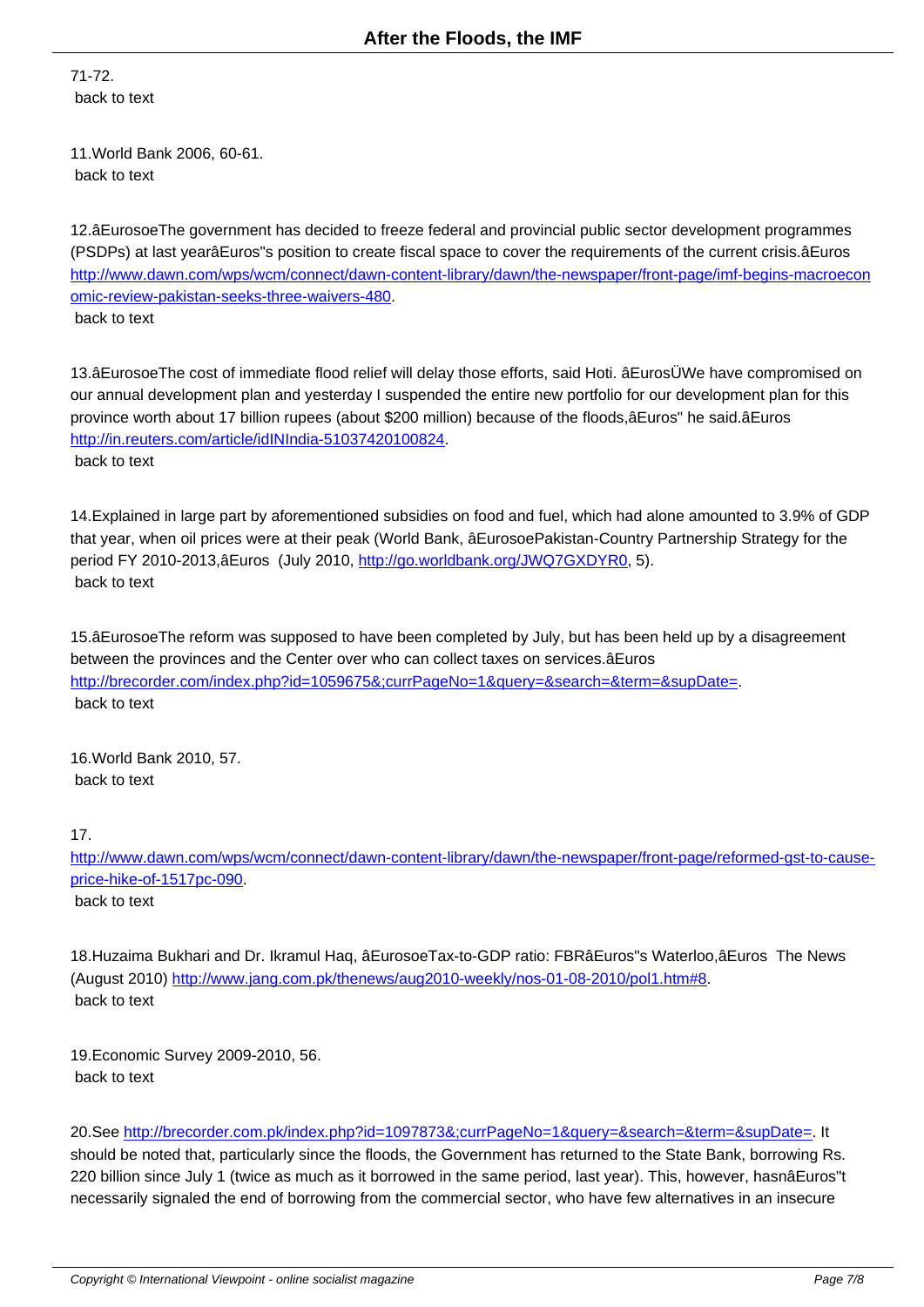71-72.
 back to text

11.World Bank 2006, 60-61.
 back to text

12.âEurosoeThe government has decided to freeze federal and provincial public sector development programmes (PSDPs) at last yearâEuros"s position to create fiscal space to cover the requirements of the current crisis.âEuros http://www.dawn.com/wps/wcm/connect/dawn-content-library/dawn/the-newspaper/front-page/imf-begins-macroeconomic-review-pakistan-seeks-three-waivers-480.
 back to text

13.âEurosoeThe cost of immediate flood relief will delay those efforts, said Hoti. âEurosÜWe have compromised on our annual development plan and yesterday I suspended the entire new portfolio for our development plan for this province worth about 17 billion rupees (about $200 million) because of the floods,âEuros" he said.âEuros http://in.reuters.com/article/idINIndia-51037420100824.
 back to text

14.Explained in large part by aforementioned subsidies on food and fuel, which had alone amounted to 3.9% of GDP that year, when oil prices were at their peak (World Bank, âEurosoePakistan-Country Partnership Strategy for the period FY 2010-2013,âEuros (July 2010, http://go.worldbank.org/JWQ7GXDYR0, 5).
 back to text

15.âEurosoeThe reform was supposed to have been completed by July, but has been held up by a disagreement between the provinces and the Center over who can collect taxes on services.âEuros http://brecorder.com/index.php?id=1059675&;currPageNo=1&query=&search=&term=&supDate=.
 back to text

16.World Bank 2010, 57.
 back to text

17.
http://www.dawn.com/wps/wcm/connect/dawn-content-library/dawn/the-newspaper/front-page/reformed-gst-to-cause-price-hike-of-1517pc-090.
 back to text

18.Huzaima Bukhari and Dr. Ikramul Haq, âEurosoeTax-to-GDP ratio: FBRâEuros"s Waterloo,âEuros The News (August 2010) http://www.jang.com.pk/thenews/aug2010-weekly/nos-01-08-2010/pol1.htm#8.
 back to text

19.Economic Survey 2009-2010, 56.
 back to text

20.See http://brecorder.com.pk/index.php?id=1097873&;currPageNo=1&query=&search=&term=&supDate=. It should be noted that, particularly since the floods, the Government has returned to the State Bank, borrowing Rs. 220 billion since July 1 (twice as much as it borrowed in the same period, last year). This, however, hasnâEuros"t necessarily signaled the end of borrowing from the commercial sector, who have few alternatives in an insecure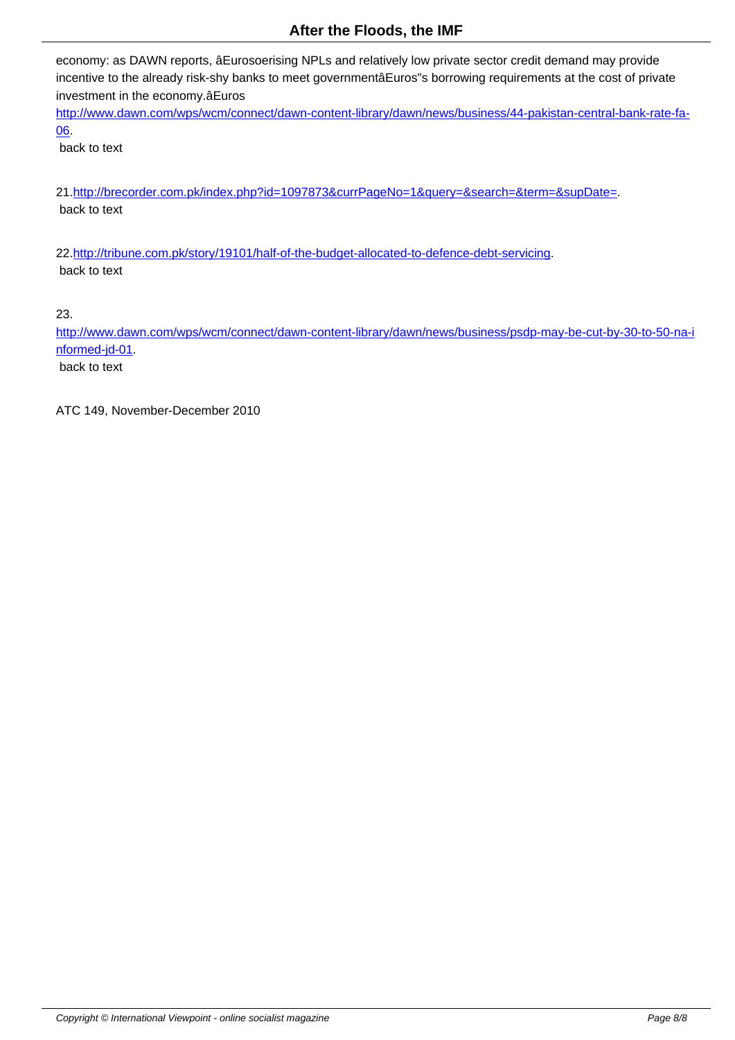economy: as DAWN reports, âEurosoerising NPLs and relatively low private sector credit demand may provide incentive to the already risk-shy banks to meet governmentâEuros"s borrowing requirements at the cost of private investment in the economy.âEuros
http://www.dawn.com/wps/wcm/connect/dawn-content-library/dawn/news/business/44-pakistan-central-bank-rate-fa-06.
back to text

21.http://brecorder.com.pk/index.php?id=1097873&currPageNo=1&query=&search=&term=&supDate=.
back to text

22.http://tribune.com.pk/story/19101/half-of-the-budget-allocated-to-defence-debt-servicing.
back to text

23.
http://www.dawn.com/wps/wcm/connect/dawn-content-library/dawn/news/business/psdp-may-be-cut-by-30-to-50-na-informed-jd-01.
back to text

ATC 149, November-December 2010